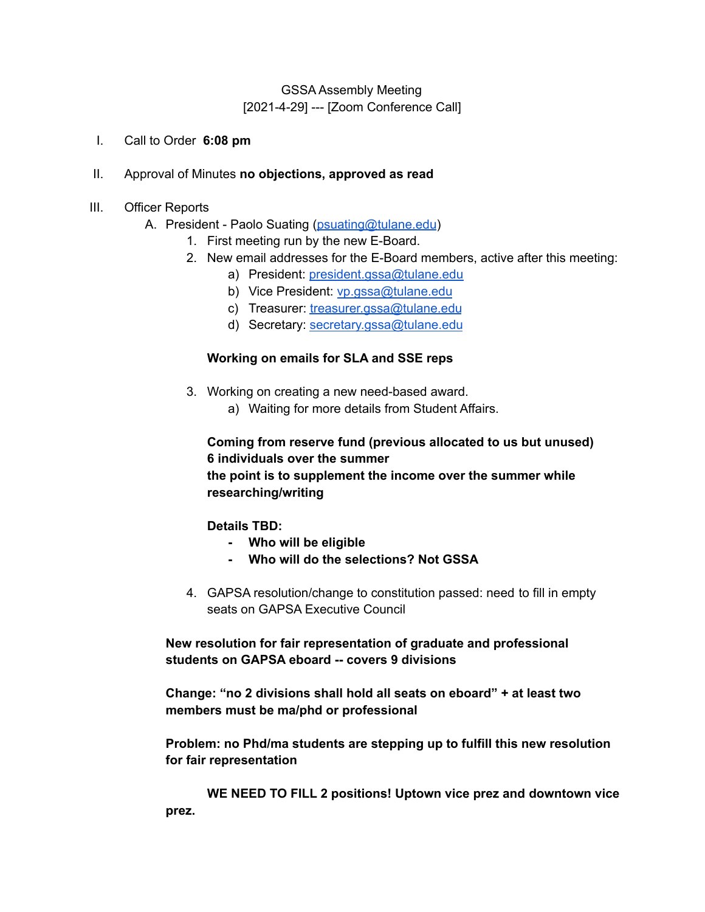GSSA Assembly Meeting
[2021-4-29] --- [Zoom Conference Call]

I. Call to Order **6:08 pm**

II. Approval of Minutes **no objections, approved as read**

III. Officer Reports

   A. President - Paolo Suating (psuating@tulane.edu)

      1. First meeting run by the new E-Board.
      2. New email addresses for the E-Board members, active after this meeting:
         a) President: president.gssa@tulane.edu
         b) Vice President: vp.gssa@tulane.edu
         c) Treasurer: treasurer.gssa@tulane.edu
         d) Secretary: secretary.gssa@tulane.edu

         **Working on emails for SLA and SSE reps**

      3. Working on creating a new need-based award.
         a) Waiting for more details from Student Affairs.

         **Coming from reserve fund (previous allocated to us but unused)**
         **6 individuals over the summer**
         **the point is to supplement the income over the summer while researching/writing**

         **Details TBD:**
         - **Who will be eligible**
         - **Who will do the selections? Not GSSA**

      4. GAPSA resolution/change to constitution passed: need to fill in empty seats on GAPSA Executive Council

   **New resolution for fair representation of graduate and professional students on GAPSA eboard -- covers 9 divisions**

   **Change: "no 2 divisions shall hold all seats on eboard" + at least two members must be ma/phd or professional**

   **Problem: no Phd/ma students are stepping up to fulfill this new resolution for fair representation**

   **WE NEED TO FILL 2 positions! Uptown vice prez and downtown vice prez.**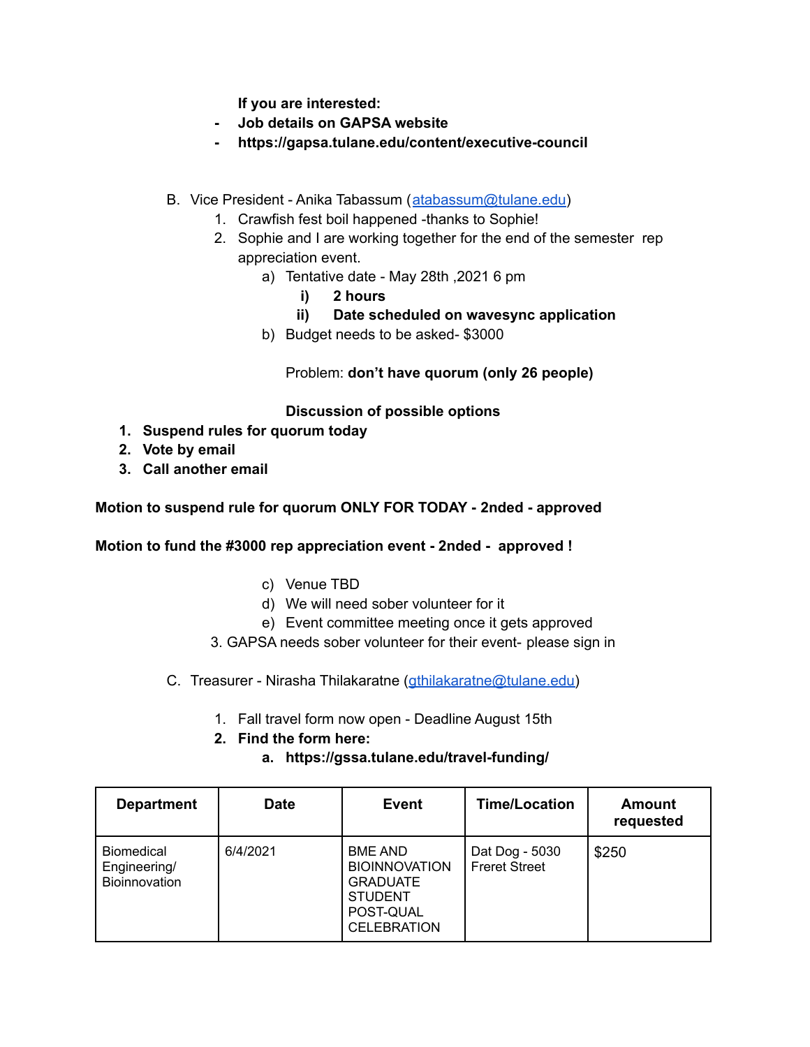**If you are interested:**

- **Job details on GAPSA website**
- **https://gapsa.tulane.edu/content/executive-council**

B. Vice President - Anika Tabassum (atabassum@tulane.edu)

1. Crawfish fest boil happened -thanks to Sophie!
2. Sophie and I are working together for the end of the semester rep appreciation event.
   a) Tentative date - May 28th ,2021 6 pm
      i) **2 hours**
      ii) **Date scheduled on wavesync application**
   b) Budget needs to be asked- $3000

   Problem: **don't have quorum (only 26 people)**

   **Discussion of possible options**

1. **Suspend rules for quorum today**
2. **Vote by email**
3. **Call another email**

**Motion to suspend rule for quorum ONLY FOR TODAY - 2nded - approved**

**Motion to fund the #3000 rep appreciation event - 2nded - approved !**

   c) Venue TBD
   d) We will need sober volunteer for it
   e) Event committee meeting once it gets approved

3. GAPSA needs sober volunteer for their event- please sign in

C. Treasurer - Nirasha Thilakaratne (gthilakaratne@tulane.edu)

1. Fall travel form now open - Deadline August 15th
2. **Find the form here:**
   a. **https://gssa.tulane.edu/travel-funding/**

| Department | Date | Event | Time/Location | Amount requested |
|---|---|---|---|---|
| Biomedical Engineering/ Bioinnovation | 6/4/2021 | BME AND BIOINNOVATION GRADUATE STUDENT POST-QUAL CELEBRATION | Dat Dog - 5030 Freret Street | $250 |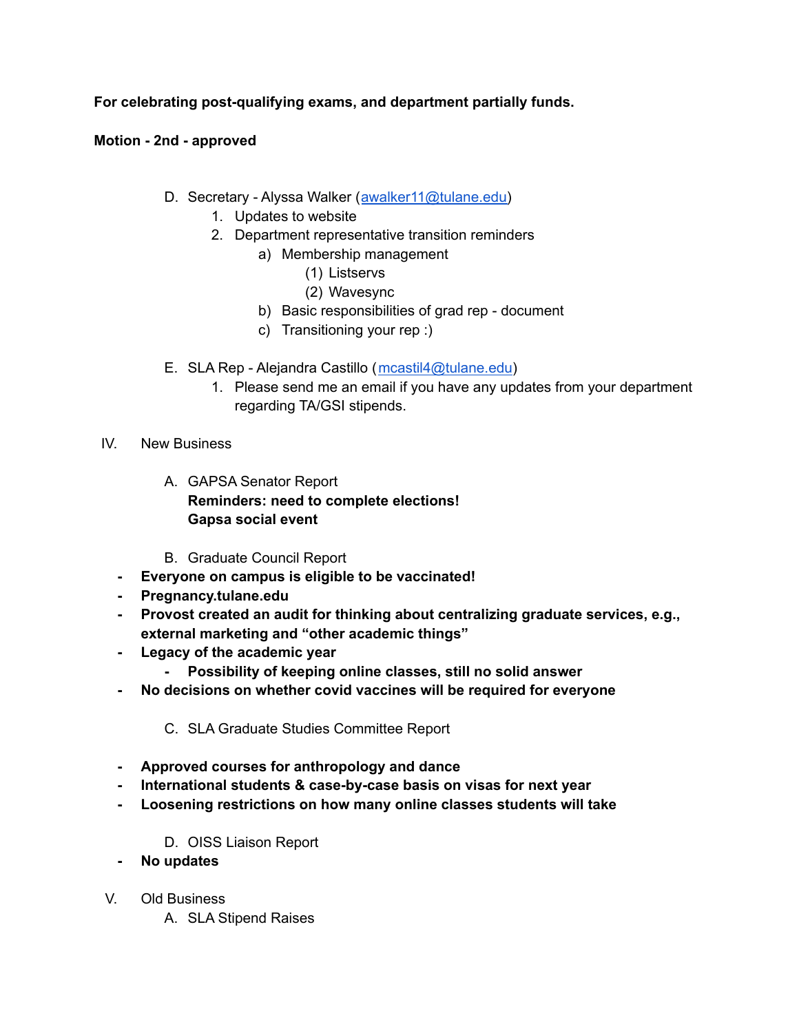**For celebrating post-qualifying exams, and department partially funds.**

**Motion - 2nd - approved**

D. Secretary - Alyssa Walker (awalker11@tulane.edu)
   1. Updates to website
   2. Department representative transition reminders
      a) Membership management
         (1) Listservs
         (2) Wavesync
      b) Basic responsibilities of grad rep - document
      c) Transitioning your rep :)

E. SLA Rep - Alejandra Castillo (mcastil4@tulane.edu)
   1. Please send me an email if you have any updates from your department regarding TA/GSI stipends.

IV. New Business

A. GAPSA Senator Report
   **Reminders: need to complete elections!**
   **Gapsa social event**

B. Graduate Council Report

- **Everyone on campus is eligible to be vaccinated!**
- **Pregnancy.tulane.edu**
- **Provost created an audit for thinking about centralizing graduate services, e.g., external marketing and "other academic things"**
- **Legacy of the academic year**
   - **Possibility of keeping online classes, still no solid answer**
- **No decisions on whether covid vaccines will be required for everyone**

C. SLA Graduate Studies Committee Report

- **Approved courses for anthropology and dance**
- **International students & case-by-case basis on visas for next year**
- **Loosening restrictions on how many online classes students will take**

D. OISS Liaison Report

- **No updates**

V. Old Business

A. SLA Stipend Raises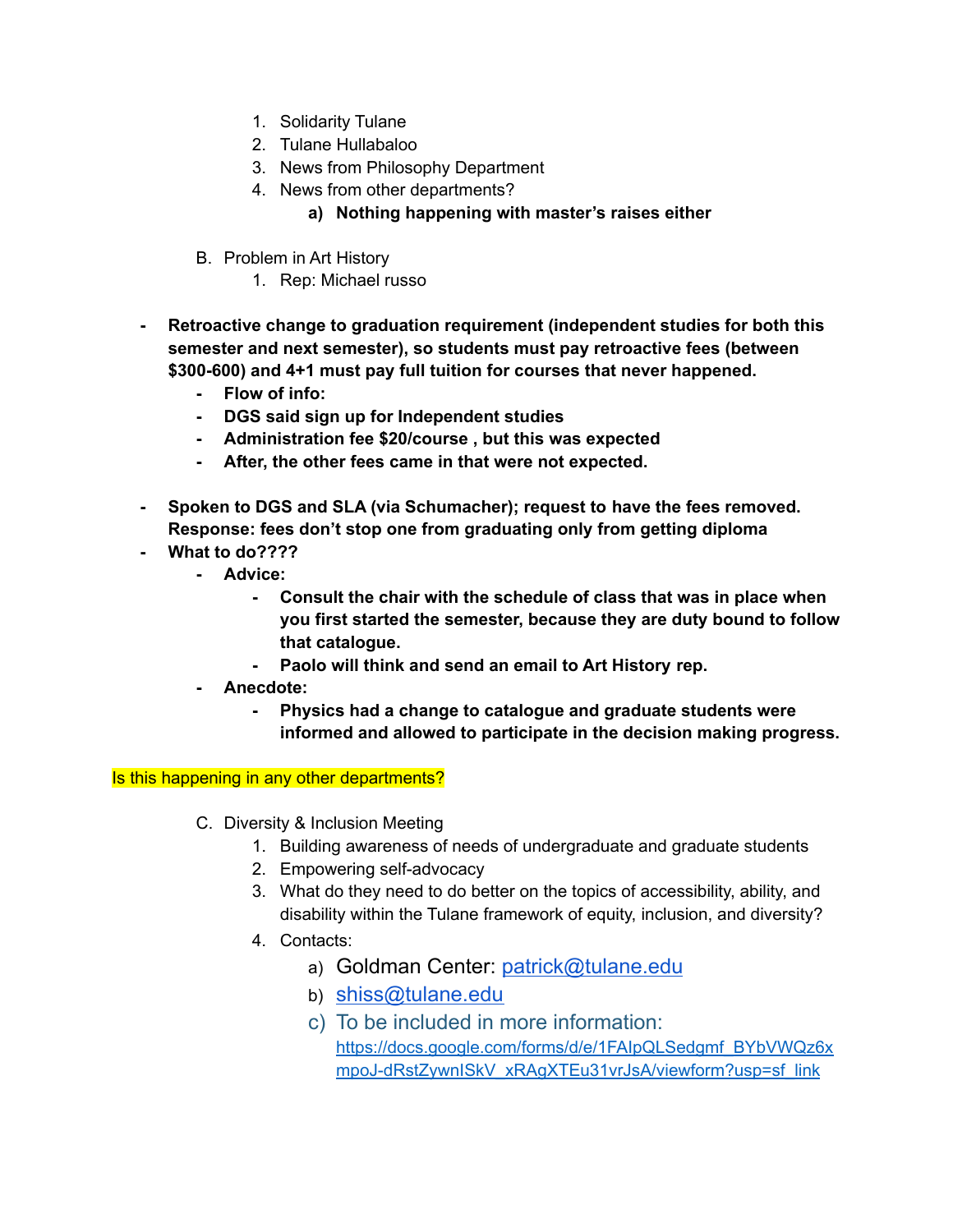1. Solidarity Tulane
2. Tulane Hullabaloo
3. News from Philosophy Department
4. News from other departments?
    a) **Nothing happening with master's raises either**

B. Problem in Art History
   1. Rep: Michael russo

- **Retroactive change to graduation requirement (independent studies for both this semester and next semester), so students must pay retroactive fees (between $300-600) and 4+1 must pay full tuition for courses that never happened.**
    - **Flow of info:**
    - **DGS said sign up for Independent studies**
    - **Administration fee $20/course , but this was expected**
    - **After, the other fees came in that were not expected.**

- **Spoken to DGS and SLA (via Schumacher); request to have the fees removed. Response: fees don't stop one from graduating only from getting diploma**
- **What to do????**
    - **Advice:**
        - **Consult the chair with the schedule of class that was in place when you first started the semester, because they are duty bound to follow that catalogue.**
        - **Paolo will think and send an email to Art History rep.**
    - **Anecdote:**
        - **Physics had a change to catalogue and graduate students were informed and allowed to participate in the decision making progress.**

Is this happening in any other departments?

C. Diversity & Inclusion Meeting
   1. Building awareness of needs of undergraduate and graduate students
   2. Empowering self-advocacy
   3. What do they need to do better on the topics of accessibility, ability, and disability within the Tulane framework of equity, inclusion, and diversity?
   4. Contacts:
       a) Goldman Center: patrick@tulane.edu
       b) shiss@tulane.edu
       c) To be included in more information: https://docs.google.com/forms/d/e/1FAIpQLSedgmf_BYbVWQz6xmpoJ-dRstZywnISkV_xRAgXTEu31vrJsA/viewform?usp=sf_link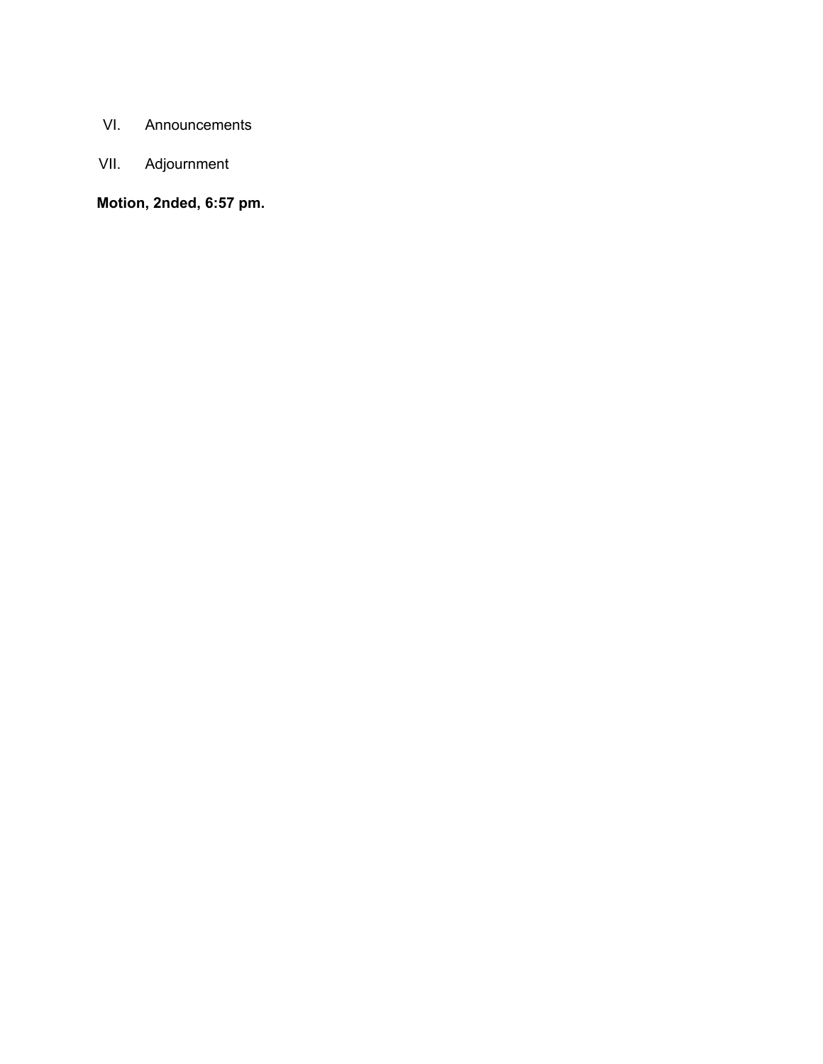VI. Announcements

VII. Adjournment

**Motion, 2nded, 6:57 pm.**